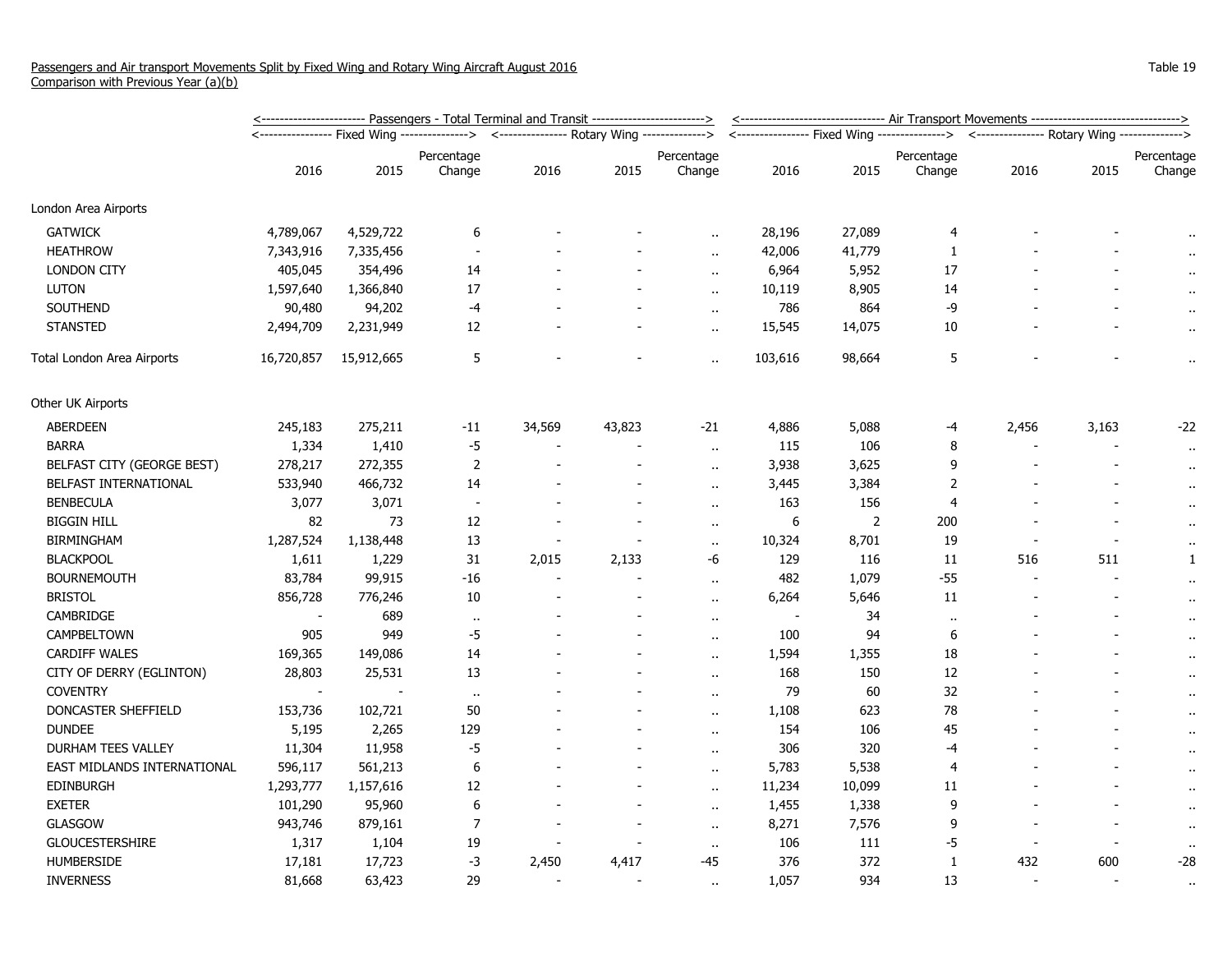Passengers and Air transport Movements Split by Fixed Wing and Rotary Wing Aircraft August 2016
Comparison with Previous Year (a)(b)

Table 19

| | Passengers - Total Terminal and Transit | | | | | | Air Transport Movements | | | | | |
|---|---|---|---|---|---|---|---|---|---|---|---|---|
| | Fixed Wing | | | Rotary Wing | | | Fixed Wing | | | Rotary Wing | | |
| | 2016 | 2015 | Percentage Change | 2016 | 2015 | Percentage Change | 2016 | 2015 | Percentage Change | 2016 | 2015 | Percentage Change |
| London Area Airports | | | | | | | | | | | | |
| GATWICK | 4,789,067 | 4,529,722 | 6 | - | - | .. | 28,196 | 27,089 | 4 | - | - | .. |
| HEATHROW | 7,343,916 | 7,335,456 | - | - | - | .. | 42,006 | 41,779 | 1 | - | - | .. |
| LONDON CITY | 405,045 | 354,496 | 14 | - | - | .. | 6,964 | 5,952 | 17 | - | - | .. |
| LUTON | 1,597,640 | 1,366,840 | 17 | - | - | .. | 10,119 | 8,905 | 14 | - | - | .. |
| SOUTHEND | 90,480 | 94,202 | -4 | - | - | .. | 786 | 864 | -9 | - | - | .. |
| STANSTED | 2,494,709 | 2,231,949 | 12 | - | - | .. | 15,545 | 14,075 | 10 | - | - | .. |
| Total London Area Airports | 16,720,857 | 15,912,665 | 5 | - | - | .. | 103,616 | 98,664 | 5 | - | - | .. |
| Other UK Airports | | | | | | | | | | | | |
| ABERDEEN | 245,183 | 275,211 | -11 | 34,569 | 43,823 | -21 | 4,886 | 5,088 | -4 | 2,456 | 3,163 | -22 |
| BARRA | 1,334 | 1,410 | -5 | - | - | .. | 115 | 106 | 8 | - | - | .. |
| BELFAST CITY (GEORGE BEST) | 278,217 | 272,355 | 2 | - | - | .. | 3,938 | 3,625 | 9 | - | - | .. |
| BELFAST INTERNATIONAL | 533,940 | 466,732 | 14 | - | - | .. | 3,445 | 3,384 | 2 | - | - | .. |
| BENBECULA | 3,077 | 3,071 | - | - | - | .. | 163 | 156 | 4 | - | - | .. |
| BIGGIN HILL | 82 | 73 | 12 | - | - | .. | 6 | 2 | 200 | - | - | .. |
| BIRMINGHAM | 1,287,524 | 1,138,448 | 13 | - | - | .. | 10,324 | 8,701 | 19 | - | - | .. |
| BLACKPOOL | 1,611 | 1,229 | 31 | 2,015 | 2,133 | -6 | 129 | 116 | 11 | 516 | 511 | 1 |
| BOURNEMOUTH | 83,784 | 99,915 | -16 | - | - | .. | 482 | 1,079 | -55 | - | - | .. |
| BRISTOL | 856,728 | 776,246 | 10 | - | - | .. | 6,264 | 5,646 | 11 | - | - | .. |
| CAMBRIDGE | - | 689 | .. | - | - | .. | - | 34 | .. | - | - | .. |
| CAMPBELTOWN | 905 | 949 | -5 | - | - | .. | 100 | 94 | 6 | - | - | .. |
| CARDIFF WALES | 169,365 | 149,086 | 14 | - | - | .. | 1,594 | 1,355 | 18 | - | - | .. |
| CITY OF DERRY (EGLINTON) | 28,803 | 25,531 | 13 | - | - | .. | 168 | 150 | 12 | - | - | .. |
| COVENTRY | - | - | .. | - | - | .. | 79 | 60 | 32 | - | - | .. |
| DONCASTER SHEFFIELD | 153,736 | 102,721 | 50 | - | - | .. | 1,108 | 623 | 78 | - | - | .. |
| DUNDEE | 5,195 | 2,265 | 129 | - | - | .. | 154 | 106 | 45 | - | - | .. |
| DURHAM TEES VALLEY | 11,304 | 11,958 | -5 | - | - | .. | 306 | 320 | -4 | - | - | .. |
| EAST MIDLANDS INTERNATIONAL | 596,117 | 561,213 | 6 | - | - | .. | 5,783 | 5,538 | 4 | - | - | .. |
| EDINBURGH | 1,293,777 | 1,157,616 | 12 | - | - | .. | 11,234 | 10,099 | 11 | - | - | .. |
| EXETER | 101,290 | 95,960 | 6 | - | - | .. | 1,455 | 1,338 | 9 | - | - | .. |
| GLASGOW | 943,746 | 879,161 | 7 | - | - | .. | 8,271 | 7,576 | 9 | - | - | .. |
| GLOUCESTERSHIRE | 1,317 | 1,104 | 19 | - | - | .. | 106 | 111 | -5 | - | - | .. |
| HUMBERSIDE | 17,181 | 17,723 | -3 | 2,450 | 4,417 | -45 | 376 | 372 | 1 | 432 | 600 | -28 |
| INVERNESS | 81,668 | 63,423 | 29 | - | - | .. | 1,057 | 934 | 13 | - | - | .. |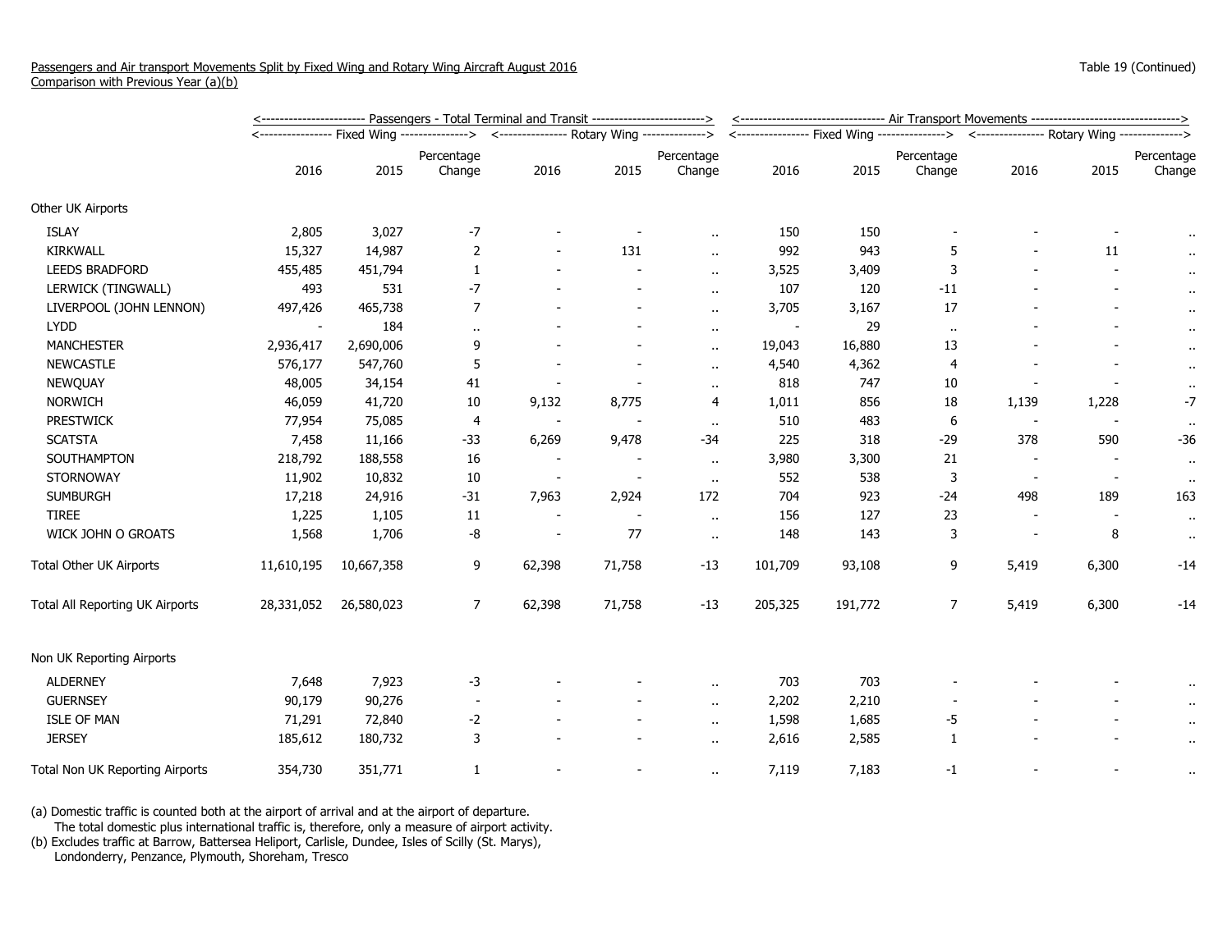Passengers and Air transport Movements Split by Fixed Wing and Rotary Wing Aircraft August 2016
Comparison with Previous Year (a)(b)

Table 19 (Continued)

| | Passengers - Total Terminal and Transit | | | | | | Air Transport Movements | | | | | |
|---|---|---|---|---|---|---|---|---|---|---|---|---|
| | Fixed Wing | | | Rotary Wing | | | Fixed Wing | | | Rotary Wing | | |
| | 2016 | 2015 | Percentage Change | 2016 | 2015 | Percentage Change | 2016 | 2015 | Percentage Change | 2016 | 2015 | Percentage Change |
| **Other UK Airports** | | | | | | | | | | | | |
| ISLAY | 2,805 | 3,027 | -7 | - | - | .. | 150 | 150 | - | - | - | .. |
| KIRKWALL | 15,327 | 14,987 | 2 | - | 131 | .. | 992 | 943 | 5 | - | 11 | .. |
| LEEDS BRADFORD | 455,485 | 451,794 | 1 | - | - | .. | 3,525 | 3,409 | 3 | - | - | .. |
| LERWICK (TINGWALL) | 493 | 531 | -7 | - | - | .. | 107 | 120 | -11 | - | - | .. |
| LIVERPOOL (JOHN LENNON) | 497,426 | 465,738 | 7 | - | - | .. | 3,705 | 3,167 | 17 | - | - | .. |
| LYDD | - | 184 | .. | - | - | .. | - | 29 | .. | - | - | .. |
| MANCHESTER | 2,936,417 | 2,690,006 | 9 | - | - | .. | 19,043 | 16,880 | 13 | - | - | .. |
| NEWCASTLE | 576,177 | 547,760 | 5 | - | - | .. | 4,540 | 4,362 | 4 | - | - | .. |
| NEWQUAY | 48,005 | 34,154 | 41 | - | - | .. | 818 | 747 | 10 | - | - | .. |
| NORWICH | 46,059 | 41,720 | 10 | 9,132 | 8,775 | 4 | 1,011 | 856 | 18 | 1,139 | 1,228 | -7 |
| PRESTWICK | 77,954 | 75,085 | 4 | - | - | .. | 510 | 483 | 6 | - | - | .. |
| SCATSTA | 7,458 | 11,166 | -33 | 6,269 | 9,478 | -34 | 225 | 318 | -29 | 378 | 590 | -36 |
| SOUTHAMPTON | 218,792 | 188,558 | 16 | - | - | .. | 3,980 | 3,300 | 21 | - | - | .. |
| STORNOWAY | 11,902 | 10,832 | 10 | - | - | .. | 552 | 538 | 3 | - | - | .. |
| SUMBURGH | 17,218 | 24,916 | -31 | 7,963 | 2,924 | 172 | 704 | 923 | -24 | 498 | 189 | 163 |
| TIREE | 1,225 | 1,105 | 11 | - | - | .. | 156 | 127 | 23 | - | - | .. |
| WICK JOHN O GROATS | 1,568 | 1,706 | -8 | - | 77 | .. | 148 | 143 | 3 | - | 8 | .. |
| Total Other UK Airports | 11,610,195 | 10,667,358 | 9 | 62,398 | 71,758 | -13 | 101,709 | 93,108 | 9 | 5,419 | 6,300 | -14 |
| Total All Reporting UK Airports | 28,331,052 | 26,580,023 | 7 | 62,398 | 71,758 | -13 | 205,325 | 191,772 | 7 | 5,419 | 6,300 | -14 |
| **Non UK Reporting Airports** | | | | | | | | | | | | |
| ALDERNEY | 7,648 | 7,923 | -3 | - | - | .. | 703 | 703 | - | - | - | .. |
| GUERNSEY | 90,179 | 90,276 | - | - | - | .. | 2,202 | 2,210 | - | - | - | .. |
| ISLE OF MAN | 71,291 | 72,840 | -2 | - | - | .. | 1,598 | 1,685 | -5 | - | - | .. |
| JERSEY | 185,612 | 180,732 | 3 | - | - | .. | 2,616 | 2,585 | 1 | - | - | .. |
| Total Non UK Reporting Airports | 354,730 | 351,771 | 1 | - | - | .. | 7,119 | 7,183 | -1 | - | - | .. |

(a) Domestic traffic is counted both at the airport of arrival and at the airport of departure.
The total domestic plus international traffic is, therefore, only a measure of airport activity.
(b) Excludes traffic at Barrow, Battersea Heliport, Carlisle, Dundee, Isles of Scilly (St. Marys), Londonderry, Penzance, Plymouth, Shoreham, Tresco